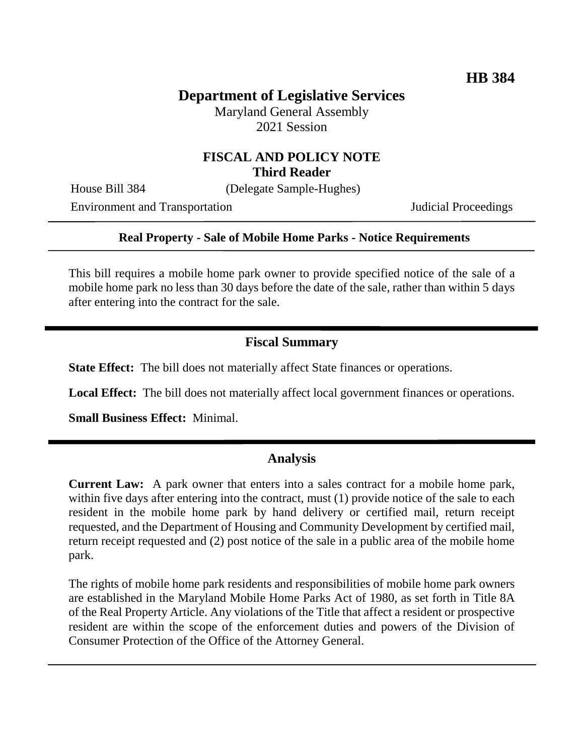**HB 384**

# Department of Legislative Services

Maryland General Assembly
2021 Session

## FISCAL AND POLICY NOTE
**Third Reader**

House Bill 384 (Delegate Sample-Hughes)

Environment and Transportation Judicial Proceedings

---

**Real Property - Sale of Mobile Home Parks - Notice Requirements**

---

This bill requires a mobile home park owner to provide specified notice of the sale of a mobile home park no less than 30 days before the date of the sale, rather than within 5 days after entering into the contract for the sale.

---

## Fiscal Summary

**State Effect:** The bill does not materially affect State finances or operations.

**Local Effect:** The bill does not materially affect local government finances or operations.

**Small Business Effect:** Minimal.

---

## Analysis

**Current Law:** A park owner that enters into a sales contract for a mobile home park, within five days after entering into the contract, must (1) provide notice of the sale to each resident in the mobile home park by hand delivery or certified mail, return receipt requested, and the Department of Housing and Community Development by certified mail, return receipt requested and (2) post notice of the sale in a public area of the mobile home park.

The rights of mobile home park residents and responsibilities of mobile home park owners are established in the Maryland Mobile Home Parks Act of 1980, as set forth in Title 8A of the Real Property Article. Any violations of the Title that affect a resident or prospective resident are within the scope of the enforcement duties and powers of the Division of Consumer Protection of the Office of the Attorney General.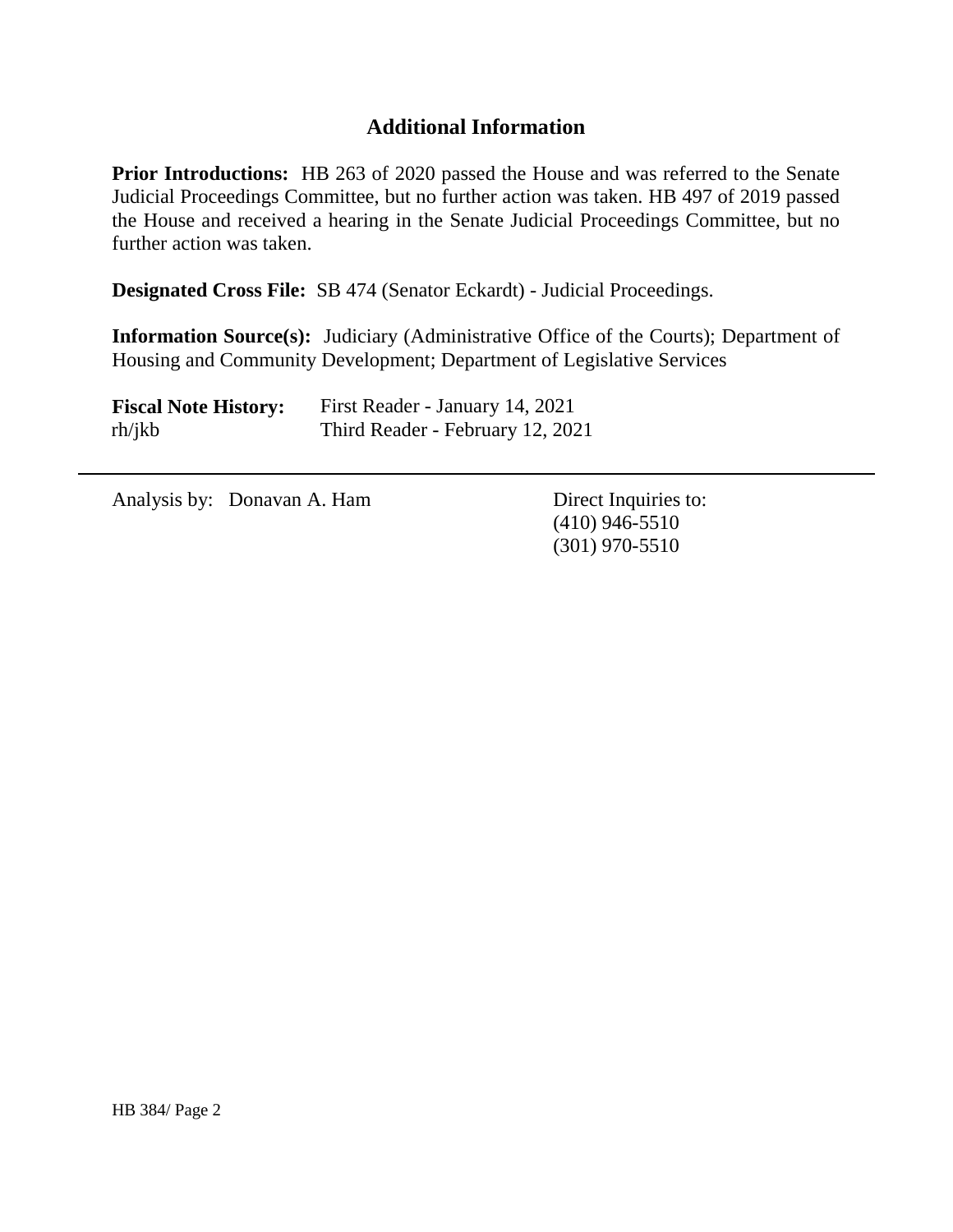## Additional Information

**Prior Introductions:** HB 263 of 2020 passed the House and was referred to the Senate Judicial Proceedings Committee, but no further action was taken. HB 497 of 2019 passed the House and received a hearing in the Senate Judicial Proceedings Committee, but no further action was taken.

**Designated Cross File:** SB 474 (Senator Eckardt) - Judicial Proceedings.

**Information Source(s):** Judiciary (Administrative Office of the Courts); Department of Housing and Community Development; Department of Legislative Services

| | |
|---|---|
| **Fiscal Note History:** | First Reader - January 14, 2021 |
| rh/jkb | Third Reader - February 12, 2021 |

---

Analysis by: Donavan A. Ham

Direct Inquiries to:
(410) 946-5510
(301) 970-5510